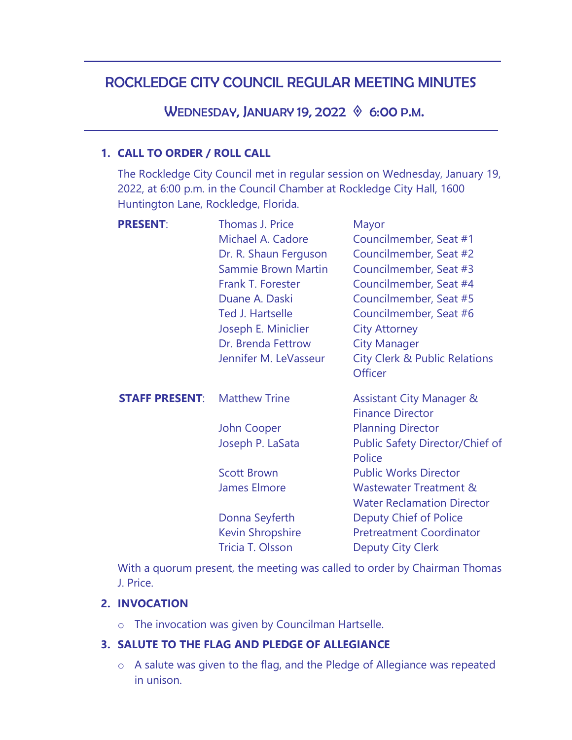# ROCKLEDGE CITY COUNCIL REGULAR MEETING MINUTES

## Wednesday, January 19, 2022 ◊ 6:00 p.m.

### 1. CALL TO ORDER / ROLL CALL

The Rockledge City Council met in regular session on Wednesday, January 19, 2022, at 6:00 p.m. in the Council Chamber at Rockledge City Hall, 1600 Huntington Lane, Rockledge, Florida.

| | | |
|---|---|---|
| **PRESENT**: | Thomas J. Price | Mayor |
| | Michael A. Cadore | Councilmember, Seat #1 |
| | Dr. R. Shaun Ferguson | Councilmember, Seat #2 |
| | Sammie Brown Martin | Councilmember, Seat #3 |
| | Frank T. Forester | Councilmember, Seat #4 |
| | Duane A. Daski | Councilmember, Seat #5 |
| | Ted J. Hartselle | Councilmember, Seat #6 |
| | Joseph E. Miniclier | City Attorney |
| | Dr. Brenda Fettrow | City Manager |
| | Jennifer M. LeVasseur | City Clerk & Public Relations Officer |
| **STAFF PRESENT**: | Matthew Trine | Assistant City Manager & Finance Director |
| | John Cooper | Planning Director |
| | Joseph P. LaSata | Public Safety Director/Chief of Police |
| | Scott Brown | Public Works Director |
| | James Elmore | Wastewater Treatment & Water Reclamation Director |
| | Donna Seyferth | Deputy Chief of Police |
| | Kevin Shropshire | Pretreatment Coordinator |
| | Tricia T. Olsson | Deputy City Clerk |

With a quorum present, the meeting was called to order by Chairman Thomas J. Price.

### 2. INVOCATION

- The invocation was given by Councilman Hartselle.

### 3. SALUTE TO THE FLAG AND PLEDGE OF ALLEGIANCE

- A salute was given to the flag, and the Pledge of Allegiance was repeated in unison.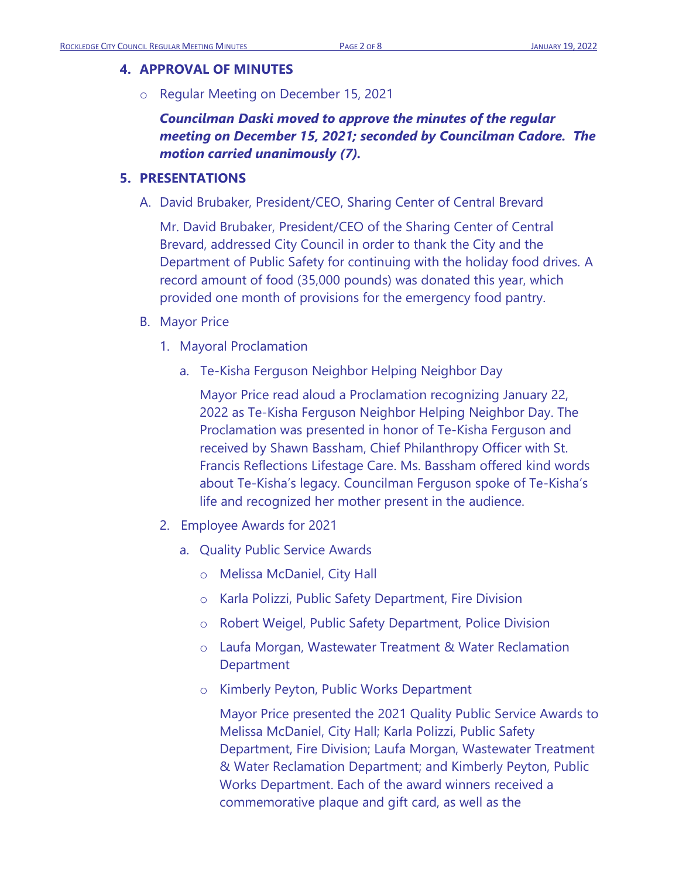## 4. APPROVAL OF MINUTES

- Regular Meeting on December 15, 2021

  ***Councilman Daski moved to approve the minutes of the regular meeting on December 15, 2021; seconded by Councilman Cadore. The motion carried unanimously (7).***

## 5. PRESENTATIONS

A. David Brubaker, President/CEO, Sharing Center of Central Brevard

   Mr. David Brubaker, President/CEO of the Sharing Center of Central Brevard, addressed City Council in order to thank the City and the Department of Public Safety for continuing with the holiday food drives. A record amount of food (35,000 pounds) was donated this year, which provided one month of provisions for the emergency food pantry.

B. Mayor Price

   1. Mayoral Proclamation

      a. Te-Kisha Ferguson Neighbor Helping Neighbor Day

         Mayor Price read aloud a Proclamation recognizing January 22, 2022 as Te-Kisha Ferguson Neighbor Helping Neighbor Day. The Proclamation was presented in honor of Te-Kisha Ferguson and received by Shawn Bassham, Chief Philanthropy Officer with St. Francis Reflections Lifestage Care. Ms. Bassham offered kind words about Te-Kisha's legacy. Councilman Ferguson spoke of Te-Kisha's life and recognized her mother present in the audience.

   2. Employee Awards for 2021

      a. Quality Public Service Awards

         - Melissa McDaniel, City Hall
         - Karla Polizzi, Public Safety Department, Fire Division
         - Robert Weigel, Public Safety Department, Police Division
         - Laufa Morgan, Wastewater Treatment & Water Reclamation Department
         - Kimberly Peyton, Public Works Department

         Mayor Price presented the 2021 Quality Public Service Awards to Melissa McDaniel, City Hall; Karla Polizzi, Public Safety Department, Fire Division; Laufa Morgan, Wastewater Treatment & Water Reclamation Department; and Kimberly Peyton, Public Works Department. Each of the award winners received a commemorative plaque and gift card, as well as the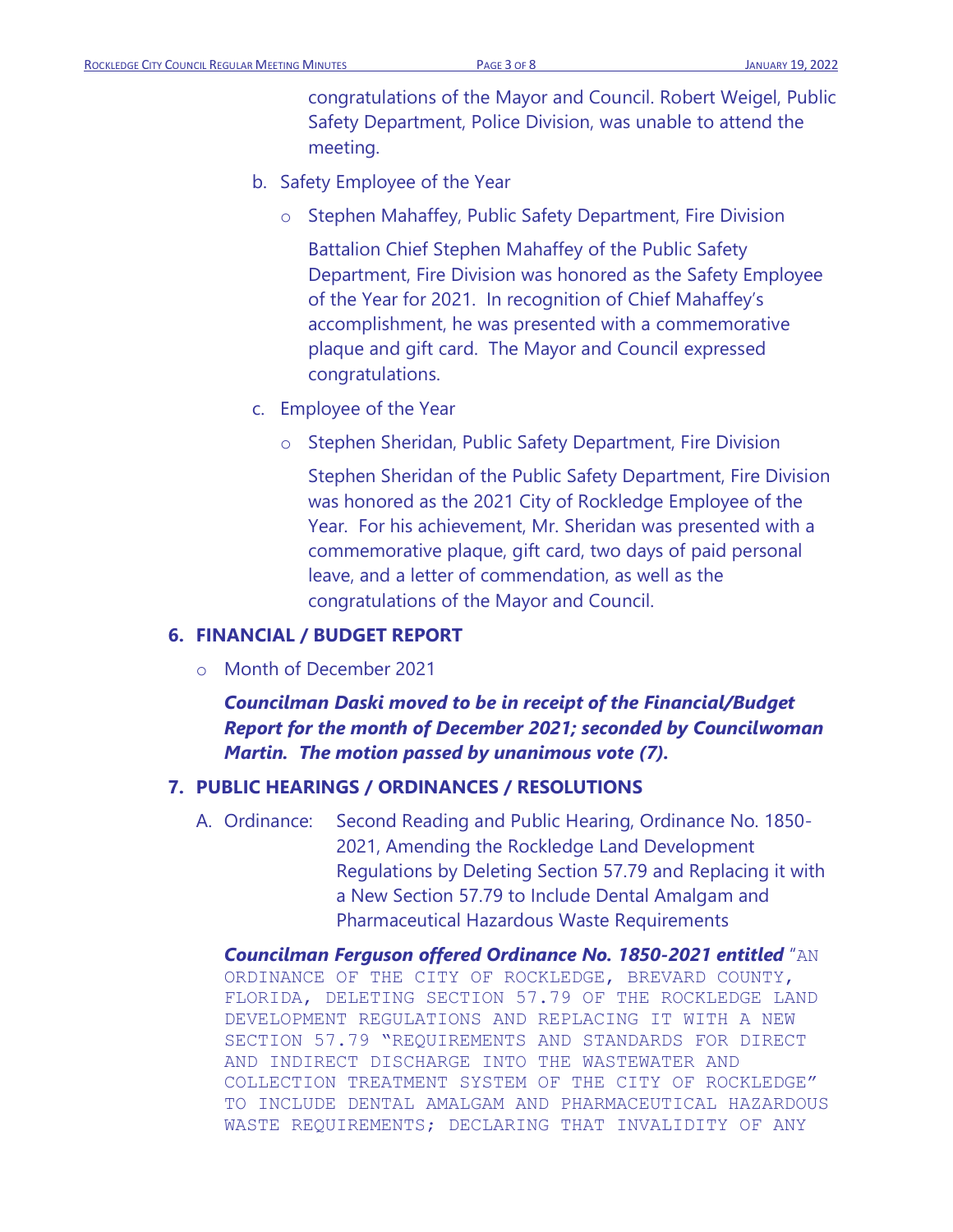congratulations of the Mayor and Council. Robert Weigel, Public Safety Department, Police Division, was unable to attend the meeting.

b. Safety Employee of the Year

   - Stephen Mahaffey, Public Safety Department, Fire Division

     Battalion Chief Stephen Mahaffey of the Public Safety Department, Fire Division was honored as the Safety Employee of the Year for 2021. In recognition of Chief Mahaffey's accomplishment, he was presented with a commemorative plaque and gift card. The Mayor and Council expressed congratulations.

c. Employee of the Year

   - Stephen Sheridan, Public Safety Department, Fire Division

     Stephen Sheridan of the Public Safety Department, Fire Division was honored as the 2021 City of Rockledge Employee of the Year. For his achievement, Mr. Sheridan was presented with a commemorative plaque, gift card, two days of paid personal leave, and a letter of commendation, as well as the congratulations of the Mayor and Council.

## 6. FINANCIAL / BUDGET REPORT

- Month of December 2021

***Councilman Daski moved to be in receipt of the Financial/Budget Report for the month of December 2021; seconded by Councilwoman Martin. The motion passed by unanimous vote (7).***

## 7. PUBLIC HEARINGS / ORDINANCES / RESOLUTIONS

A. Ordinance: Second Reading and Public Hearing, Ordinance No. 1850-2021, Amending the Rockledge Land Development Regulations by Deleting Section 57.79 and Replacing it with a New Section 57.79 to Include Dental Amalgam and Pharmaceutical Hazardous Waste Requirements

***Councilman Ferguson offered Ordinance No. 1850-2021 entitled*** "AN ORDINANCE OF THE CITY OF ROCKLEDGE, BREVARD COUNTY, FLORIDA, DELETING SECTION 57.79 OF THE ROCKLEDGE LAND DEVELOPMENT REGULATIONS AND REPLACING IT WITH A NEW SECTION 57.79 "REQUIREMENTS AND STANDARDS FOR DIRECT AND INDIRECT DISCHARGE INTO THE WASTEWATER AND COLLECTION TREATMENT SYSTEM OF THE CITY OF ROCKLEDGE" TO INCLUDE DENTAL AMALGAM AND PHARMACEUTICAL HAZARDOUS WASTE REQUIREMENTS; DECLARING THAT INVALIDITY OF ANY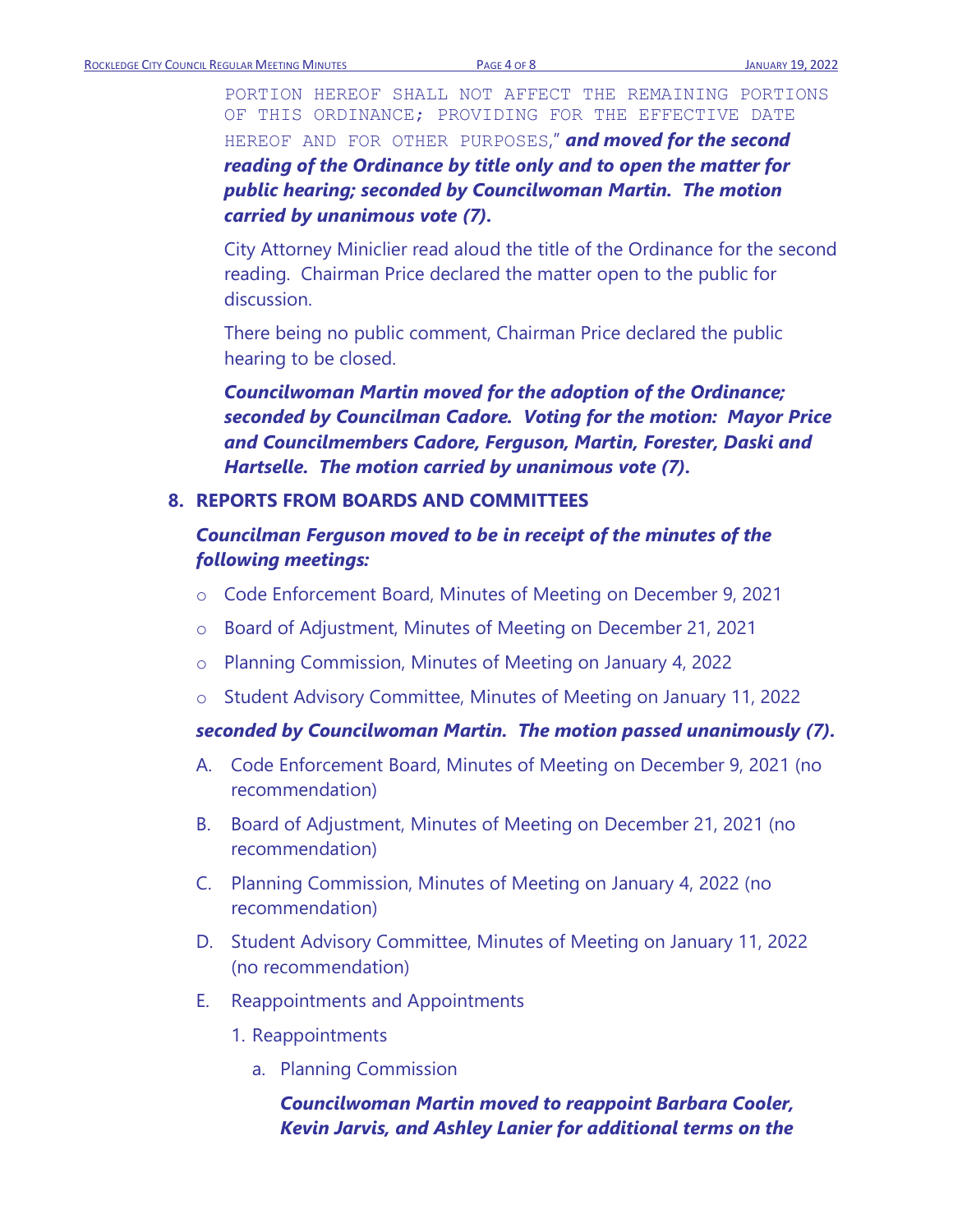PORTION HEREOF SHALL NOT AFFECT THE REMAINING PORTIONS OF THIS ORDINANCE; PROVIDING FOR THE EFFECTIVE DATE HEREOF AND FOR OTHER PURPOSES," ***and moved for the second reading of the Ordinance by title only and to open the matter for public hearing; seconded by Councilwoman Martin. The motion carried by unanimous vote (7).***

City Attorney Miniclier read aloud the title of the Ordinance for the second reading. Chairman Price declared the matter open to the public for discussion.

There being no public comment, Chairman Price declared the public hearing to be closed.

***Councilwoman Martin moved for the adoption of the Ordinance; seconded by Councilman Cadore. Voting for the motion: Mayor Price and Councilmembers Cadore, Ferguson, Martin, Forester, Daski and Hartselle. The motion carried by unanimous vote (7).***

## 8. REPORTS FROM BOARDS AND COMMITTEES

***Councilman Ferguson moved to be in receipt of the minutes of the following meetings:***

- Code Enforcement Board, Minutes of Meeting on December 9, 2021
- Board of Adjustment, Minutes of Meeting on December 21, 2021
- Planning Commission, Minutes of Meeting on January 4, 2022
- Student Advisory Committee, Minutes of Meeting on January 11, 2022

***seconded by Councilwoman Martin. The motion passed unanimously (7).***

A. Code Enforcement Board, Minutes of Meeting on December 9, 2021 (no recommendation)

B. Board of Adjustment, Minutes of Meeting on December 21, 2021 (no recommendation)

C. Planning Commission, Minutes of Meeting on January 4, 2022 (no recommendation)

D. Student Advisory Committee, Minutes of Meeting on January 11, 2022 (no recommendation)

E. Reappointments and Appointments

1. Reappointments

a. Planning Commission

***Councilwoman Martin moved to reappoint Barbara Cooler, Kevin Jarvis, and Ashley Lanier for additional terms on the***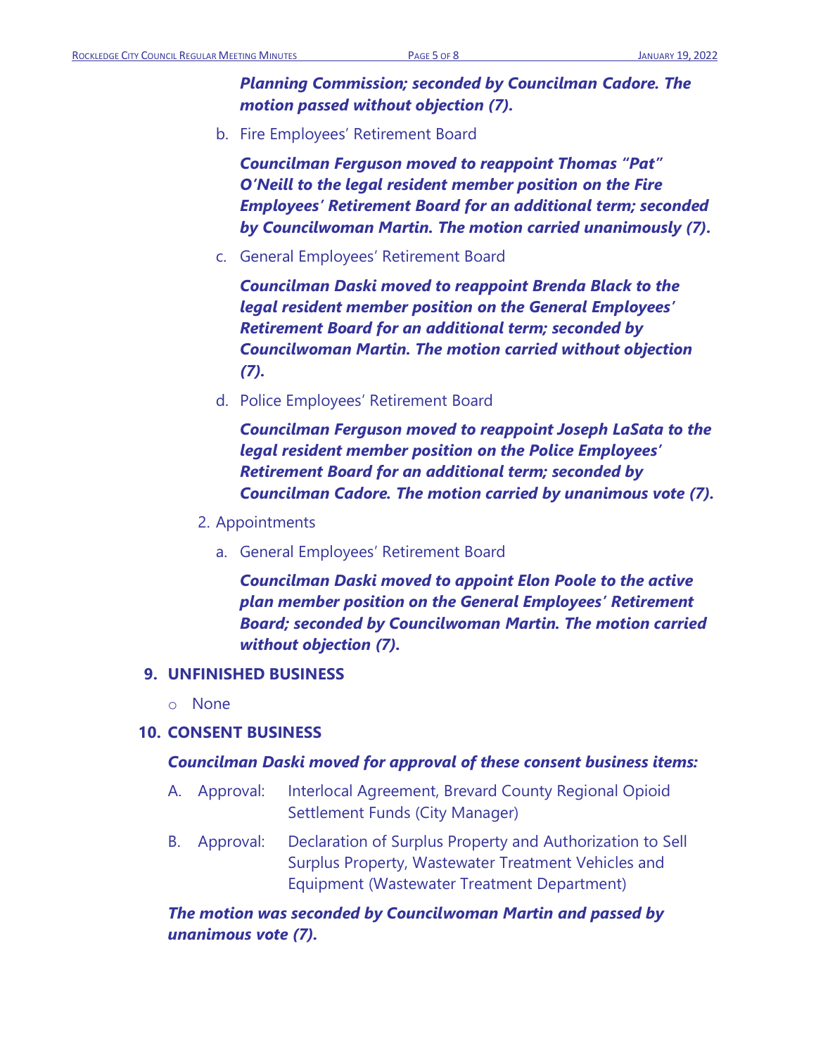***Planning Commission; seconded by Councilman Cadore. The motion passed without objection (7).***

b. Fire Employees' Retirement Board

***Councilman Ferguson moved to reappoint Thomas "Pat" O'Neill to the legal resident member position on the Fire Employees' Retirement Board for an additional term; seconded by Councilwoman Martin. The motion carried unanimously (7).***

c. General Employees' Retirement Board

***Councilman Daski moved to reappoint Brenda Black to the legal resident member position on the General Employees' Retirement Board for an additional term; seconded by Councilwoman Martin. The motion carried without objection (7).***

d. Police Employees' Retirement Board

***Councilman Ferguson moved to reappoint Joseph LaSata to the legal resident member position on the Police Employees' Retirement Board for an additional term; seconded by Councilman Cadore. The motion carried by unanimous vote (7).***

2. Appointments

a. General Employees' Retirement Board

***Councilman Daski moved to appoint Elon Poole to the active plan member position on the General Employees' Retirement Board; seconded by Councilwoman Martin. The motion carried without objection (7).***

## 9. UNFINISHED BUSINESS

- None

## 10. CONSENT BUSINESS

***Councilman Daski moved for approval of these consent business items:***

A. Approval: Interlocal Agreement, Brevard County Regional Opioid Settlement Funds (City Manager)

B. Approval: Declaration of Surplus Property and Authorization to Sell Surplus Property, Wastewater Treatment Vehicles and Equipment (Wastewater Treatment Department)

***The motion was seconded by Councilwoman Martin and passed by unanimous vote (7).***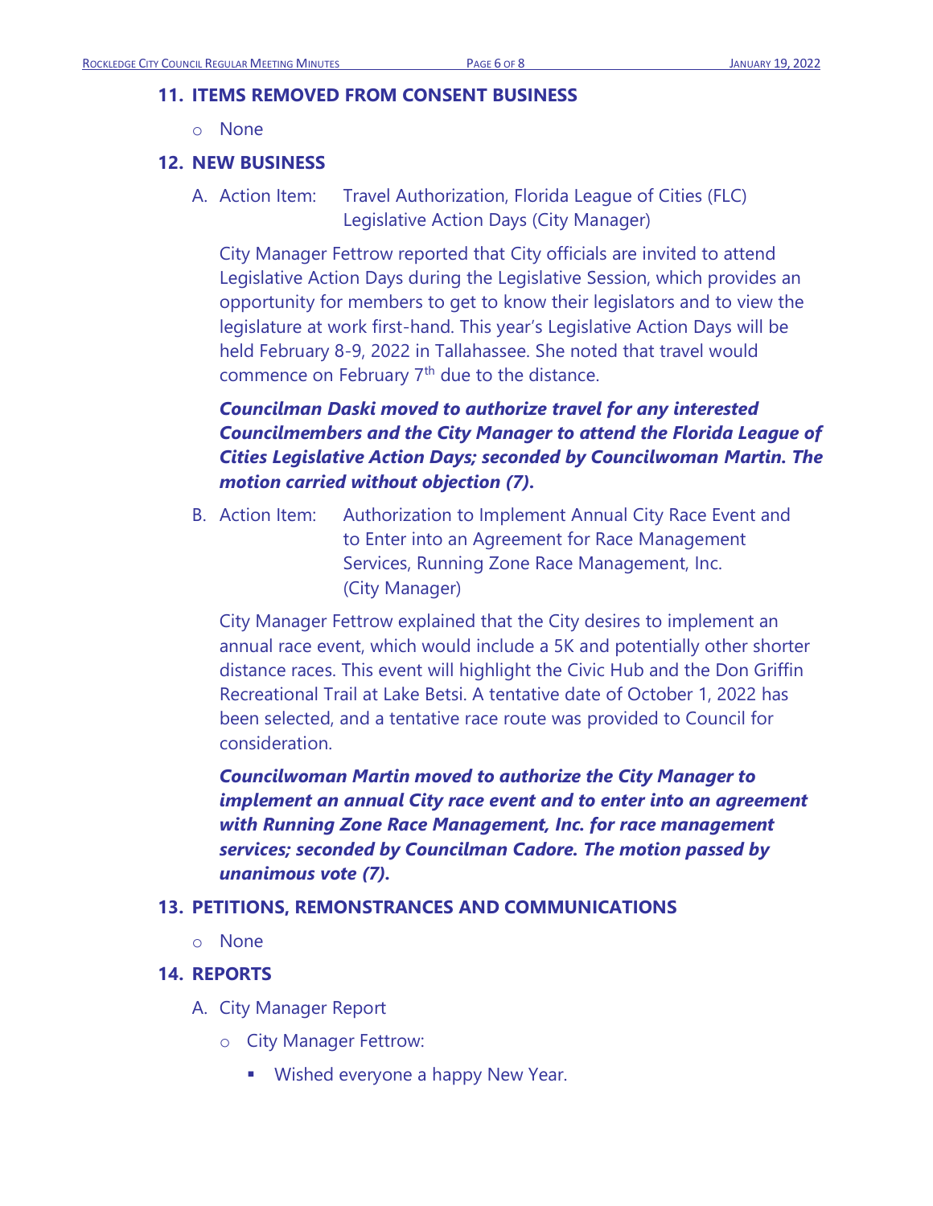## 11. ITEMS REMOVED FROM CONSENT BUSINESS

- None

## 12. NEW BUSINESS

A. Action Item: Travel Authorization, Florida League of Cities (FLC) Legislative Action Days (City Manager)

City Manager Fettrow reported that City officials are invited to attend Legislative Action Days during the Legislative Session, which provides an opportunity for members to get to know their legislators and to view the legislature at work first-hand. This year's Legislative Action Days will be held February 8-9, 2022 in Tallahassee. She noted that travel would commence on February 7th due to the distance.

***Councilman Daski moved to authorize travel for any interested Councilmembers and the City Manager to attend the Florida League of Cities Legislative Action Days; seconded by Councilwoman Martin. The motion carried without objection (7).***

B. Action Item: Authorization to Implement Annual City Race Event and to Enter into an Agreement for Race Management Services, Running Zone Race Management, Inc. (City Manager)

City Manager Fettrow explained that the City desires to implement an annual race event, which would include a 5K and potentially other shorter distance races. This event will highlight the Civic Hub and the Don Griffin Recreational Trail at Lake Betsi. A tentative date of October 1, 2022 has been selected, and a tentative race route was provided to Council for consideration.

***Councilwoman Martin moved to authorize the City Manager to implement an annual City race event and to enter into an agreement with Running Zone Race Management, Inc. for race management services; seconded by Councilman Cadore. The motion passed by unanimous vote (7).***

## 13. PETITIONS, REMONSTRANCES AND COMMUNICATIONS

- None

## 14. REPORTS

A. City Manager Report

- City Manager Fettrow:
  - Wished everyone a happy New Year.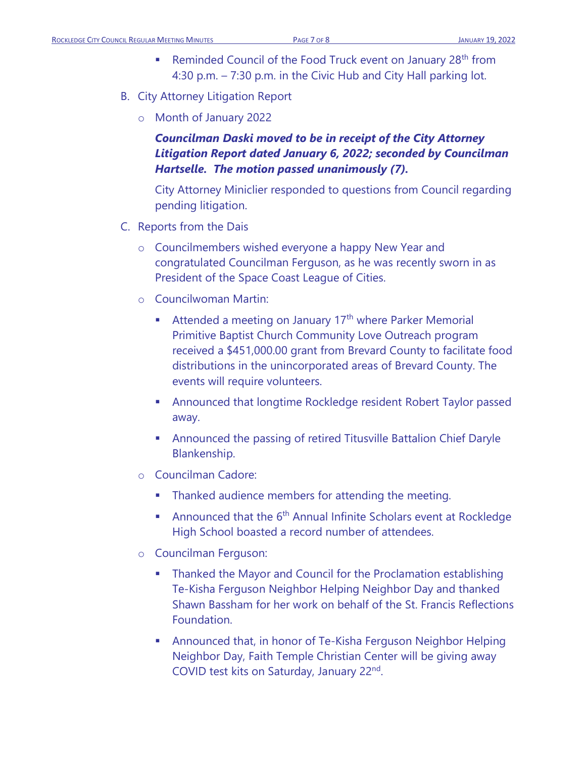- Reminded Council of the Food Truck event on January 28th from 4:30 p.m. – 7:30 p.m. in the Civic Hub and City Hall parking lot.

B. City Attorney Litigation Report

   - Month of January 2022

     ***Councilman Daski moved to be in receipt of the City Attorney Litigation Report dated January 6, 2022; seconded by Councilman Hartselle. The motion passed unanimously (7).***

     City Attorney Miniclier responded to questions from Council regarding pending litigation.

C. Reports from the Dais

   - Councilmembers wished everyone a happy New Year and congratulated Councilman Ferguson, as he was recently sworn in as President of the Space Coast League of Cities.
   - Councilwoman Martin:
     - Attended a meeting on January 17th where Parker Memorial Primitive Baptist Church Community Love Outreach program received a $451,000.00 grant from Brevard County to facilitate food distributions in the unincorporated areas of Brevard County. The events will require volunteers.
     - Announced that longtime Rockledge resident Robert Taylor passed away.
     - Announced the passing of retired Titusville Battalion Chief Daryle Blankenship.
   - Councilman Cadore:
     - Thanked audience members for attending the meeting.
     - Announced that the 6th Annual Infinite Scholars event at Rockledge High School boasted a record number of attendees.
   - Councilman Ferguson:
     - Thanked the Mayor and Council for the Proclamation establishing Te-Kisha Ferguson Neighbor Helping Neighbor Day and thanked Shawn Bassham for her work on behalf of the St. Francis Reflections Foundation.
     - Announced that, in honor of Te-Kisha Ferguson Neighbor Helping Neighbor Day, Faith Temple Christian Center will be giving away COVID test kits on Saturday, January 22nd.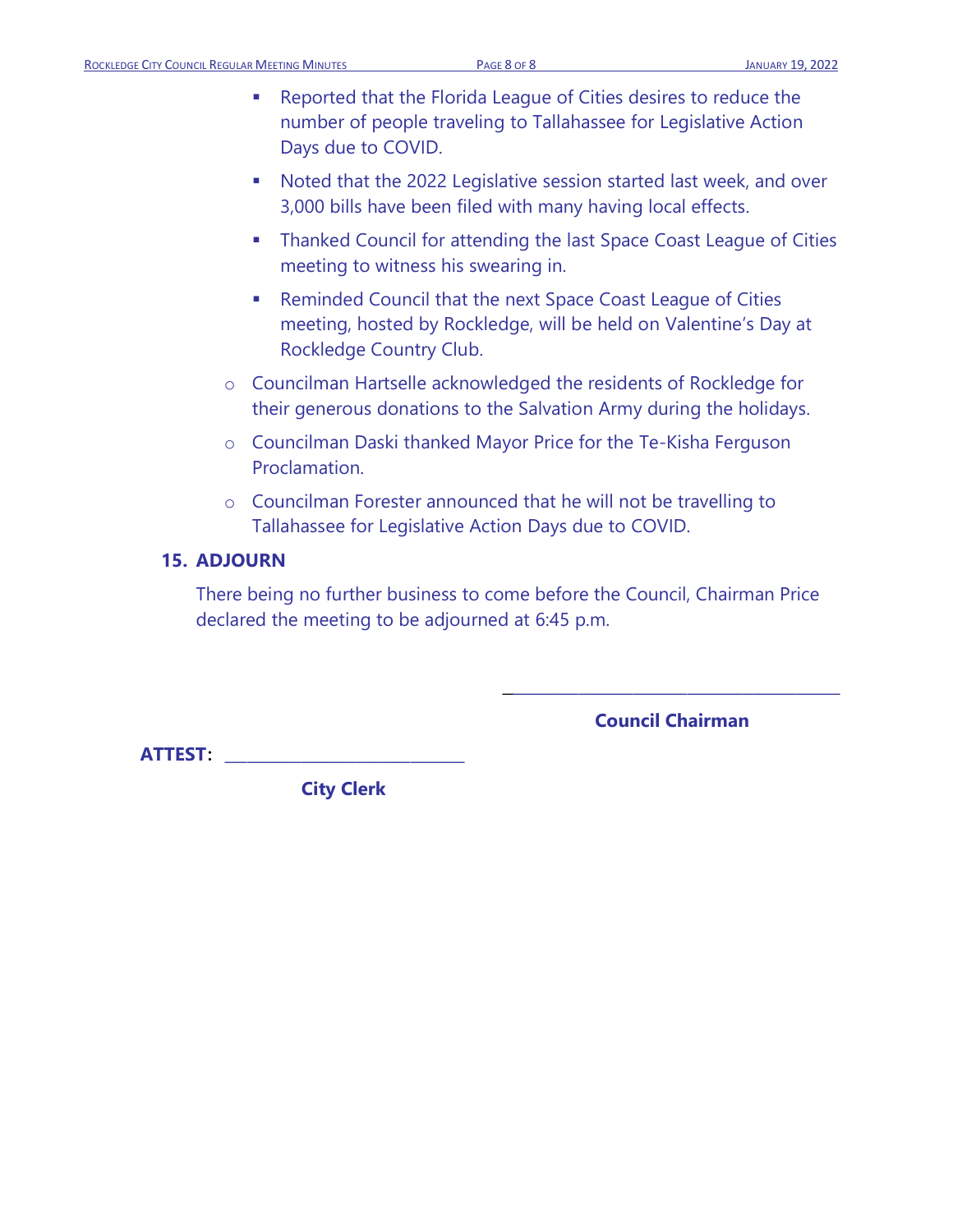- Reported that the Florida League of Cities desires to reduce the number of people traveling to Tallahassee for Legislative Action Days due to COVID.
    - Noted that the 2022 Legislative session started last week, and over 3,000 bills have been filed with many having local effects.
    - Thanked Council for attending the last Space Coast League of Cities meeting to witness his swearing in.
    - Reminded Council that the next Space Coast League of Cities meeting, hosted by Rockledge, will be held on Valentine's Day at Rockledge Country Club.
  - Councilman Hartselle acknowledged the residents of Rockledge for their generous donations to the Salvation Army during the holidays.
  - Councilman Daski thanked Mayor Price for the Te-Kisha Ferguson Proclamation.
  - Councilman Forester announced that he will not be travelling to Tallahassee for Legislative Action Days due to COVID.

## 15. ADJOURN

There being no further business to come before the Council, Chairman Price declared the meeting to be adjourned at 6:45 p.m.

\_\_\_\_\_\_\_\_\_\_\_\_\_\_\_\_\_\_\_\_\_\_\_\_\_\_\_\_\_\_\_\_\_\_\_\_

**Council Chairman**

**ATTEST:** \_\_\_\_\_\_\_\_\_\_\_\_\_\_\_\_\_\_\_\_\_\_\_\_\_\_\_

**City Clerk**